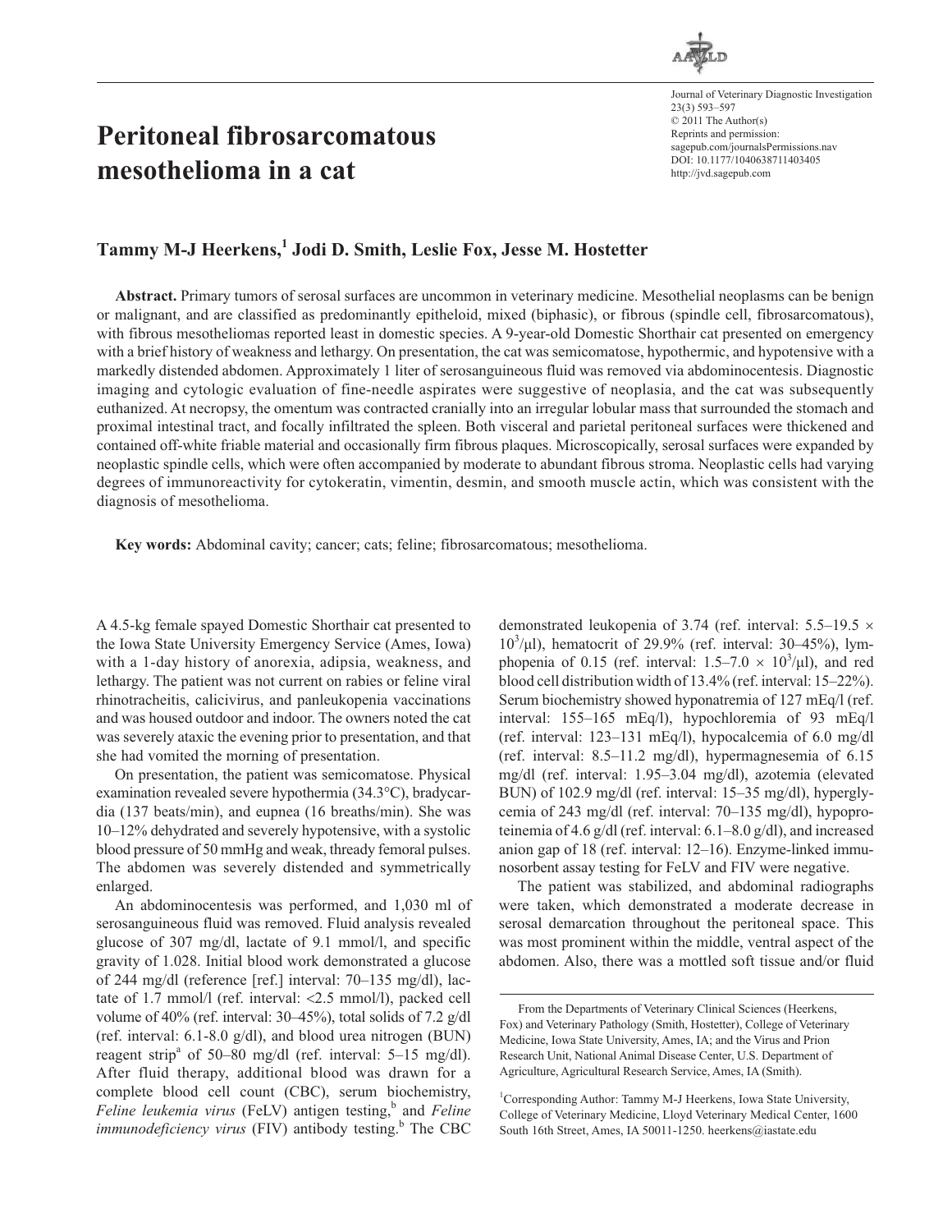# Peritoneal fibrosarcomatous mesothelioma in a cat

**Tammy M-J Heerkens,[1] Jodi D. Smith, Leslie Fox, Jesse M. Hostetter**

**Abstract.** Primary tumors of serosal surfaces are uncommon in veterinary medicine. Mesothelial neoplasms can be benign or malignant, and are classified as predominantly epitheloid, mixed (biphasic), or fibrous (spindle cell, fibrosarcomatous), with fibrous mesotheliomas reported least in domestic species. A 9-year-old Domestic Shorthair cat presented on emergency with a brief history of weakness and lethargy. On presentation, the cat was semicomatose, hypothermic, and hypotensive with a markedly distended abdomen. Approximately 1 liter of serosanguineous fluid was removed via abdominocentesis. Diagnostic imaging and cytologic evaluation of fine-needle aspirates were suggestive of neoplasia, and the cat was subsequently euthanized. At necropsy, the omentum was contracted cranially into an irregular lobular mass that surrounded the stomach and proximal intestinal tract, and focally infiltrated the spleen. Both visceral and parietal peritoneal surfaces were thickened and contained off-white friable material and occasionally firm fibrous plaques. Microscopically, serosal surfaces were expanded by neoplastic spindle cells, which were often accompanied by moderate to abundant fibrous stroma. Neoplastic cells had varying degrees of immunoreactivity for cytokeratin, vimentin, desmin, and smooth muscle actin, which was consistent with the diagnosis of mesothelioma.

**Key words:** Abdominal cavity; cancer; cats; feline; fibrosarcomatous; mesothelioma.

A 4.5-kg female spayed Domestic Shorthair cat presented to the Iowa State University Emergency Service (Ames, Iowa) with a 1-day history of anorexia, adipsia, weakness, and lethargy. The patient was not current on rabies or feline viral rhinotracheitis, calicivirus, and panleukopenia vaccinations and was housed outdoor and indoor. The owners noted the cat was severely ataxic the evening prior to presentation, and that she had vomited the morning of presentation.

On presentation, the patient was semicomatose. Physical examination revealed severe hypothermia (34.3°C), bradycardia (137 beats/min), and eupnea (16 breaths/min). She was 10–12% dehydrated and severely hypotensive, with a systolic blood pressure of 50 mmHg and weak, thready femoral pulses. The abdomen was severely distended and symmetrically enlarged.

An abdominocentesis was performed, and 1,030 ml of serosanguineous fluid was removed. Fluid analysis revealed glucose of 307 mg/dl, lactate of 9.1 mmol/l, and specific gravity of 1.028. Initial blood work demonstrated a glucose of 244 mg/dl (reference [ref.] interval: 70–135 mg/dl), lactate of 1.7 mmol/l (ref. interval: <2.5 mmol/l), packed cell volume of 40% (ref. interval: 30–45%), total solids of 7.2 g/dl (ref. interval: 6.1-8.0 g/dl), and blood urea nitrogen (BUN) reagent strip[a] of 50–80 mg/dl (ref. interval: 5–15 mg/dl). After fluid therapy, additional blood was drawn for a complete blood cell count (CBC), serum biochemistry, *Feline leukemia virus* (FeLV) antigen testing,[b] and *Feline immunodeficiency virus* (FIV) antibody testing.[b] The CBC demonstrated leukopenia of 3.74 (ref. interval: 5.5–19.5 × $10^3$/μl), hematocrit of 29.9% (ref. interval: 30–45%), lymphopenia of 0.15 (ref. interval: 1.5–7.0 × $10^3$/μl), and red blood cell distribution width of 13.4% (ref. interval: 15–22%). Serum biochemistry showed hyponatremia of 127 mEq/l (ref. interval: 155–165 mEq/l), hypochloremia of 93 mEq/l (ref. interval: 123–131 mEq/l), hypocalcemia of 6.0 mg/dl (ref. interval: 8.5–11.2 mg/dl), hypermagnesemia of 6.15 mg/dl (ref. interval: 1.95–3.04 mg/dl), azotemia (elevated BUN) of 102.9 mg/dl (ref. interval: 15–35 mg/dl), hyperglycemia of 243 mg/dl (ref. interval: 70–135 mg/dl), hypoproteinemia of 4.6 g/dl (ref. interval: 6.1–8.0 g/dl), and increased anion gap of 18 (ref. interval: 12–16). Enzyme-linked immunosorbent assay testing for FeLV and FIV were negative.

The patient was stabilized, and abdominal radiographs were taken, which demonstrated a moderate decrease in serosal demarcation throughout the peritoneal space. This was most prominent within the middle, ventral aspect of the abdomen. Also, there was a mottled soft tissue and/or fluid

From the Departments of Veterinary Clinical Sciences (Heerkens, Fox) and Veterinary Pathology (Smith, Hostetter), College of Veterinary Medicine, Iowa State University, Ames, IA; and the Virus and Prion Research Unit, National Animal Disease Center, U.S. Department of Agriculture, Agricultural Research Service, Ames, IA (Smith).

[1]Corresponding Author: Tammy M-J Heerkens, Iowa State University, College of Veterinary Medicine, Lloyd Veterinary Medical Center, 1600 South 16th Street, Ames, IA 50011-1250. heerkens@iastate.edu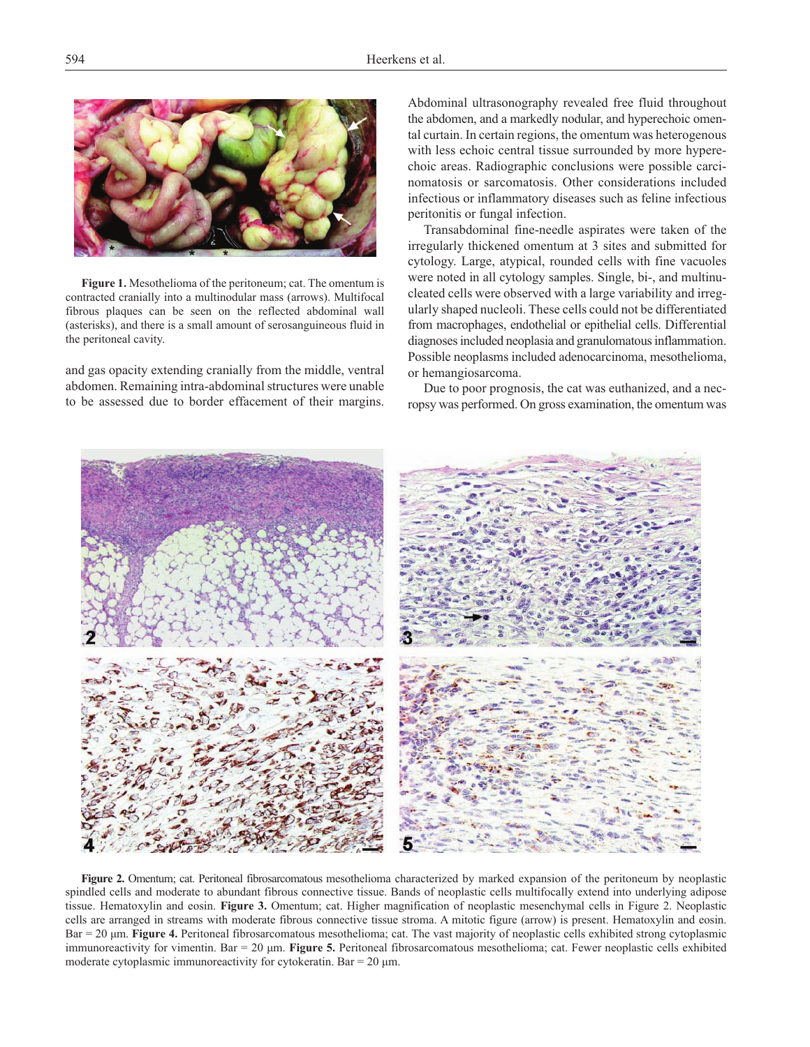**Figure 1.** Mesothelioma of the peritoneum; cat. The omentum is contracted cranially into a multinodular mass (arrows). Multifocal fibrous plaques can be seen on the reflected abdominal wall (asterisks), and there is a small amount of serosanguineous fluid in the peritoneal cavity.

and gas opacity extending cranially from the middle, ventral abdomen. Remaining intra-abdominal structures were unable to be assessed due to border effacement of their margins. Abdominal ultrasonography revealed free fluid throughout the abdomen, and a markedly nodular, and hyperechoic omental curtain. In certain regions, the omentum was heterogenous with less echoic central tissue surrounded by more hyperechoic areas. Radiographic conclusions were possible carcinomatosis or sarcomatosis. Other considerations included infectious or inflammatory diseases such as feline infectious peritonitis or fungal infection.

Transabdominal fine-needle aspirates were taken of the irregularly thickened omentum at 3 sites and submitted for cytology. Large, atypical, rounded cells with fine vacuoles were noted in all cytology samples. Single, bi-, and multinucleated cells were observed with a large variability and irregularly shaped nucleoli. These cells could not be differentiated from macrophages, endothelial or epithelial cells. Differential diagnoses included neoplasia and granulomatous inflammation. Possible neoplasms included adenocarcinoma, mesothelioma, or hemangiosarcoma.

Due to poor prognosis, the cat was euthanized, and a necropsy was performed. On gross examination, the omentum was

**Figure 2.** Omentum; cat. Peritoneal fibrosarcomatous mesothelioma characterized by marked expansion of the peritoneum by neoplastic spindled cells and moderate to abundant fibrous connective tissue. Bands of neoplastic cells multifocally extend into underlying adipose tissue. Hematoxylin and eosin. **Figure 3.** Omentum; cat. Higher magnification of neoplastic mesenchymal cells in Figure 2. Neoplastic cells are arranged in streams with moderate fibrous connective tissue stroma. A mitotic figure (arrow) is present. Hematoxylin and eosin. Bar = 20 µm. **Figure 4.** Peritoneal fibrosarcomatous mesothelioma; cat. The vast majority of neoplastic cells exhibited strong cytoplasmic immunoreactivity for vimentin. Bar = 20 µm. **Figure 5.** Peritoneal fibrosarcomatous mesothelioma; cat. Fewer neoplastic cells exhibited moderate cytoplasmic immunoreactivity for cytokeratin. Bar = 20 µm.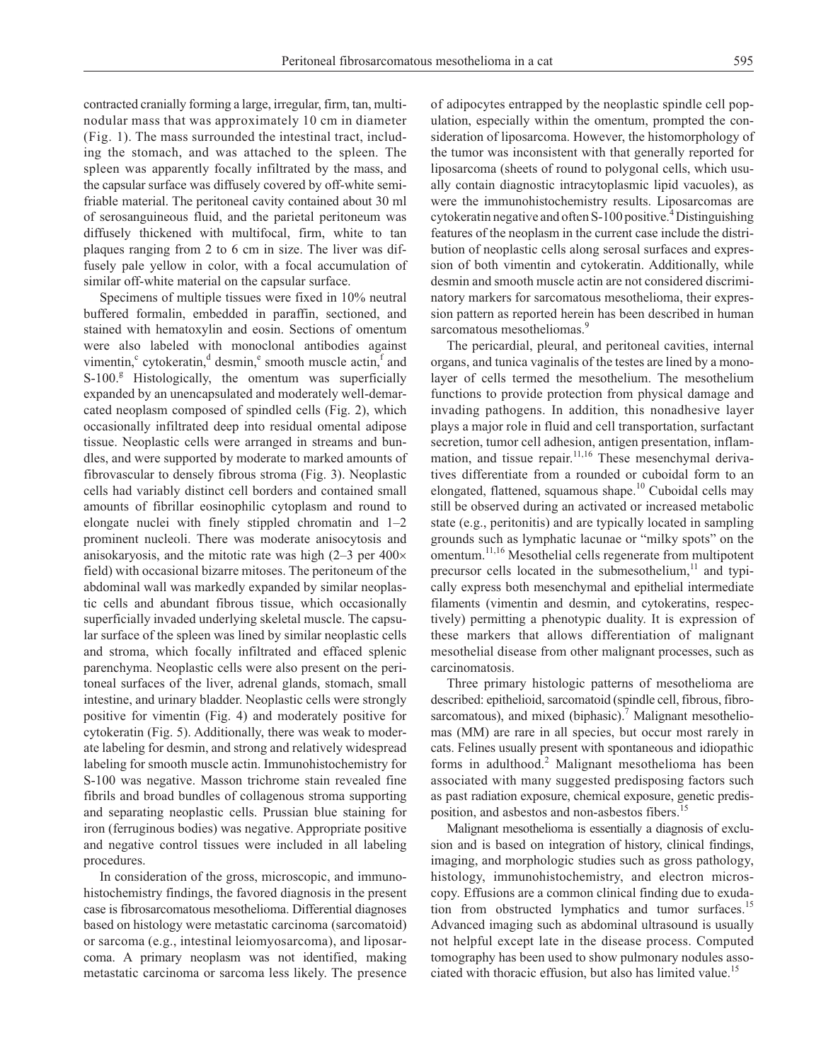contracted cranially forming a large, irregular, firm, tan, multinodular mass that was approximately 10 cm in diameter (Fig. 1). The mass surrounded the intestinal tract, including the stomach, and was attached to the spleen. The spleen was apparently focally infiltrated by the mass, and the capsular surface was diffusely covered by off-white semifriable material. The peritoneal cavity contained about 30 ml of serosanguineous fluid, and the parietal peritoneum was diffusely thickened with multifocal, firm, white to tan plaques ranging from 2 to 6 cm in size. The liver was diffusely pale yellow in color, with a focal accumulation of similar off-white material on the capsular surface.

Specimens of multiple tissues were fixed in 10% neutral buffered formalin, embedded in paraffin, sectioned, and stained with hematoxylin and eosin. Sections of omentum were also labeled with monoclonal antibodies against vimentin,[c] cytokeratin,[d] desmin,[e] smooth muscle actin,[f] and S-100.[g] Histologically, the omentum was superficially expanded by an unencapsulated and moderately well-demarcated neoplasm composed of spindled cells (Fig. 2), which occasionally infiltrated deep into residual omental adipose tissue. Neoplastic cells were arranged in streams and bundles, and were supported by moderate to marked amounts of fibrovascular to densely fibrous stroma (Fig. 3). Neoplastic cells had variably distinct cell borders and contained small amounts of fibrillar eosinophilic cytoplasm and round to elongate nuclei with finely stippled chromatin and 1–2 prominent nucleoli. There was moderate anisocytosis and anisokaryosis, and the mitotic rate was high (2–3 per 400× field) with occasional bizarre mitoses. The peritoneum of the abdominal wall was markedly expanded by similar neoplastic cells and abundant fibrous tissue, which occasionally superficially invaded underlying skeletal muscle. The capsular surface of the spleen was lined by similar neoplastic cells and stroma, which focally infiltrated and effaced splenic parenchyma. Neoplastic cells were also present on the peritoneal surfaces of the liver, adrenal glands, stomach, small intestine, and urinary bladder. Neoplastic cells were strongly positive for vimentin (Fig. 4) and moderately positive for cytokeratin (Fig. 5). Additionally, there was weak to moderate labeling for desmin, and strong and relatively widespread labeling for smooth muscle actin. Immunohistochemistry for S-100 was negative. Masson trichrome stain revealed fine fibrils and broad bundles of collagenous stroma supporting and separating neoplastic cells. Prussian blue staining for iron (ferruginous bodies) was negative. Appropriate positive and negative control tissues were included in all labeling procedures.

In consideration of the gross, microscopic, and immunohistochemistry findings, the favored diagnosis in the present case is fibrosarcomatous mesothelioma. Differential diagnoses based on histology were metastatic carcinoma (sarcomatoid) or sarcoma (e.g., intestinal leiomyosarcoma), and liposarcoma. A primary neoplasm was not identified, making metastatic carcinoma or sarcoma less likely. The presence of adipocytes entrapped by the neoplastic spindle cell population, especially within the omentum, prompted the consideration of liposarcoma. However, the histomorphology of the tumor was inconsistent with that generally reported for liposarcoma (sheets of round to polygonal cells, which usually contain diagnostic intracytoplasmic lipid vacuoles), as were the immunohistochemistry results. Liposarcomas are cytokeratin negative and often S-100 positive.[4] Distinguishing features of the neoplasm in the current case include the distribution of neoplastic cells along serosal surfaces and expression of both vimentin and cytokeratin. Additionally, while desmin and smooth muscle actin are not considered discriminatory markers for sarcomatous mesothelioma, their expression pattern as reported herein has been described in human sarcomatous mesotheliomas.[9]

The pericardial, pleural, and peritoneal cavities, internal organs, and tunica vaginalis of the testes are lined by a monolayer of cells termed the mesothelium. The mesothelium functions to provide protection from physical damage and invading pathogens. In addition, this nonadhesive layer plays a major role in fluid and cell transportation, surfactant secretion, tumor cell adhesion, antigen presentation, inflammation, and tissue repair.[11,16] These mesenchymal derivatives differentiate from a rounded or cuboidal form to an elongated, flattened, squamous shape.[10] Cuboidal cells may still be observed during an activated or increased metabolic state (e.g., peritonitis) and are typically located in sampling grounds such as lymphatic lacunae or "milky spots" on the omentum.[11,16] Mesothelial cells regenerate from multipotent precursor cells located in the submesothelium,[11] and typically express both mesenchymal and epithelial intermediate filaments (vimentin and desmin, and cytokeratins, respectively) permitting a phenotypic duality. It is expression of these markers that allows differentiation of malignant mesothelial disease from other malignant processes, such as carcinomatosis.

Three primary histologic patterns of mesothelioma are described: epithelioid, sarcomatoid (spindle cell, fibrous, fibrosarcomatous), and mixed (biphasic).[7] Malignant mesotheliomas (MM) are rare in all species, but occur most rarely in cats. Felines usually present with spontaneous and idiopathic forms in adulthood.[2] Malignant mesothelioma has been associated with many suggested predisposing factors such as past radiation exposure, chemical exposure, genetic predisposition, and asbestos and non-asbestos fibers.[15]

Malignant mesothelioma is essentially a diagnosis of exclusion and is based on integration of history, clinical findings, imaging, and morphologic studies such as gross pathology, histology, immunohistochemistry, and electron microscopy. Effusions are a common clinical finding due to exudation from obstructed lymphatics and tumor surfaces.[15] Advanced imaging such as abdominal ultrasound is usually not helpful except late in the disease process. Computed tomography has been used to show pulmonary nodules associated with thoracic effusion, but also has limited value.[15]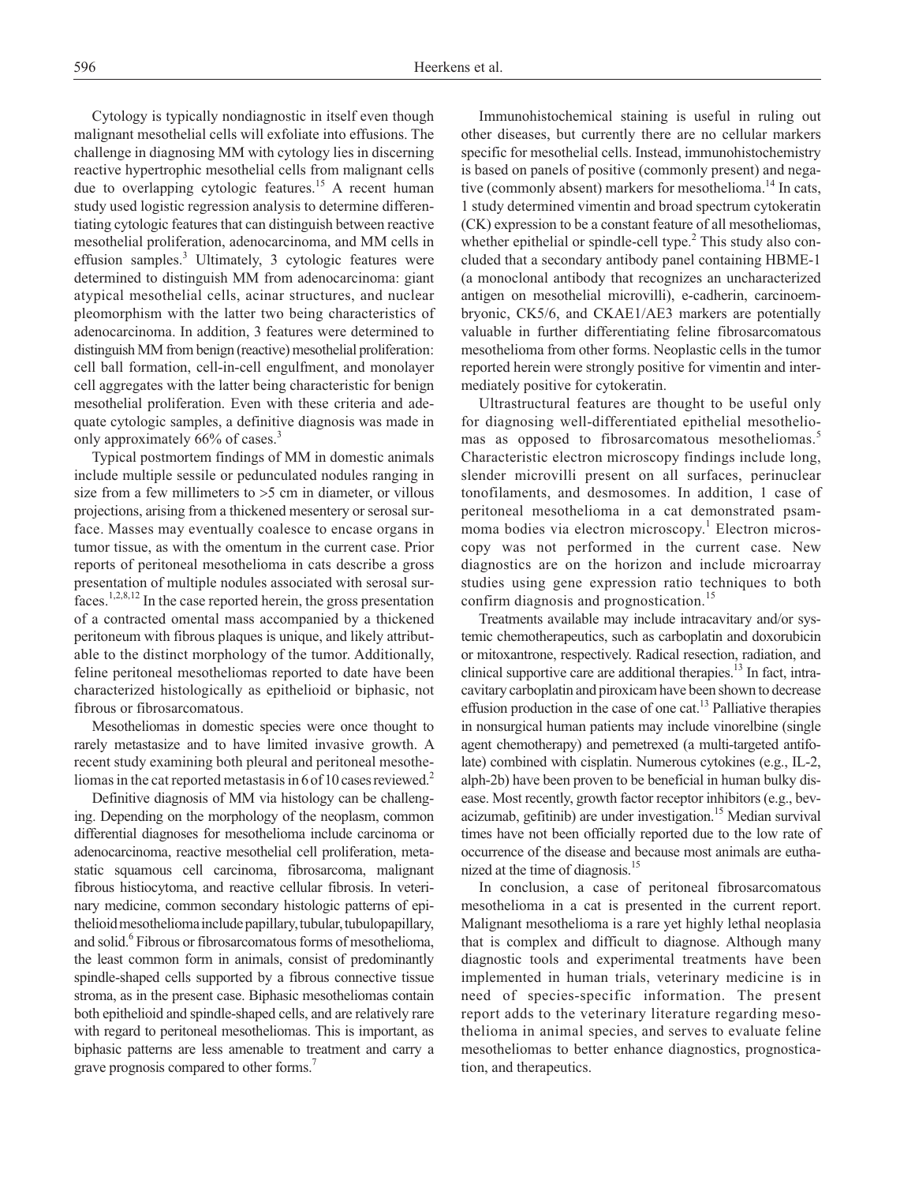Cytology is typically nondiagnostic in itself even though malignant mesothelial cells will exfoliate into effusions. The challenge in diagnosing MM with cytology lies in discerning reactive hypertrophic mesothelial cells from malignant cells due to overlapping cytologic features.[15] A recent human study used logistic regression analysis to determine differentiating cytologic features that can distinguish between reactive mesothelial proliferation, adenocarcinoma, and MM cells in effusion samples.[3] Ultimately, 3 cytologic features were determined to distinguish MM from adenocarcinoma: giant atypical mesothelial cells, acinar structures, and nuclear pleomorphism with the latter two being characteristics of adenocarcinoma. In addition, 3 features were determined to distinguish MM from benign (reactive) mesothelial proliferation: cell ball formation, cell-in-cell engulfment, and monolayer cell aggregates with the latter being characteristic for benign mesothelial proliferation. Even with these criteria and adequate cytologic samples, a definitive diagnosis was made in only approximately 66% of cases.[3]

Typical postmortem findings of MM in domestic animals include multiple sessile or pedunculated nodules ranging in size from a few millimeters to >5 cm in diameter, or villous projections, arising from a thickened mesentery or serosal surface. Masses may eventually coalesce to encase organs in tumor tissue, as with the omentum in the current case. Prior reports of peritoneal mesothelioma in cats describe a gross presentation of multiple nodules associated with serosal surfaces.[1,2,8,12] In the case reported herein, the gross presentation of a contracted omental mass accompanied by a thickened peritoneum with fibrous plaques is unique, and likely attributable to the distinct morphology of the tumor. Additionally, feline peritoneal mesotheliomas reported to date have been characterized histologically as epithelioid or biphasic, not fibrous or fibrosarcomatous.

Mesotheliomas in domestic species were once thought to rarely metastasize and to have limited invasive growth. A recent study examining both pleural and peritoneal mesotheliomas in the cat reported metastasis in 6 of 10 cases reviewed.[2]

Definitive diagnosis of MM via histology can be challenging. Depending on the morphology of the neoplasm, common differential diagnoses for mesothelioma include carcinoma or adenocarcinoma, reactive mesothelial cell proliferation, metastatic squamous cell carcinoma, fibrosarcoma, malignant fibrous histiocytoma, and reactive cellular fibrosis. In veterinary medicine, common secondary histologic patterns of epithelioid mesothelioma include papillary, tubular, tubulopapillary, and solid.[6] Fibrous or fibrosarcomatous forms of mesothelioma, the least common form in animals, consist of predominantly spindle-shaped cells supported by a fibrous connective tissue stroma, as in the present case. Biphasic mesotheliomas contain both epithelioid and spindle-shaped cells, and are relatively rare with regard to peritoneal mesotheliomas. This is important, as biphasic patterns are less amenable to treatment and carry a grave prognosis compared to other forms.[7]

Immunohistochemical staining is useful in ruling out other diseases, but currently there are no cellular markers specific for mesothelial cells. Instead, immunohistochemistry is based on panels of positive (commonly present) and negative (commonly absent) markers for mesothelioma.[14] In cats, 1 study determined vimentin and broad spectrum cytokeratin (CK) expression to be a constant feature of all mesotheliomas, whether epithelial or spindle-cell type.[2] This study also concluded that a secondary antibody panel containing HBME-1 (a monoclonal antibody that recognizes an uncharacterized antigen on mesothelial microvilli), e-cadherin, carcinoembryonic, CK5/6, and CKAE1/AE3 markers are potentially valuable in further differentiating feline fibrosarcomatous mesothelioma from other forms. Neoplastic cells in the tumor reported herein were strongly positive for vimentin and intermediately positive for cytokeratin.

Ultrastructural features are thought to be useful only for diagnosing well-differentiated epithelial mesotheliomas as opposed to fibrosarcomatous mesotheliomas.[5] Characteristic electron microscopy findings include long, slender microvilli present on all surfaces, perinuclear tonofilaments, and desmosomes. In addition, 1 case of peritoneal mesothelioma in a cat demonstrated psammoma bodies via electron microscopy.[1] Electron microscopy was not performed in the current case. New diagnostics are on the horizon and include microarray studies using gene expression ratio techniques to both confirm diagnosis and prognostication.[15]

Treatments available may include intracavitary and/or systemic chemotherapeutics, such as carboplatin and doxorubicin or mitoxantrone, respectively. Radical resection, radiation, and clinical supportive care are additional therapies.[13] In fact, intracavitary carboplatin and piroxicam have been shown to decrease effusion production in the case of one cat.[13] Palliative therapies in nonsurgical human patients may include vinorelbine (single agent chemotherapy) and pemetrexed (a multi-targeted antifolate) combined with cisplatin. Numerous cytokines (e.g., IL-2, alph-2b) have been proven to be beneficial in human bulky disease. Most recently, growth factor receptor inhibitors (e.g., bevacizumab, gefitinib) are under investigation.[15] Median survival times have not been officially reported due to the low rate of occurrence of the disease and because most animals are euthanized at the time of diagnosis.[15]

In conclusion, a case of peritoneal fibrosarcomatous mesothelioma in a cat is presented in the current report. Malignant mesothelioma is a rare yet highly lethal neoplasia that is complex and difficult to diagnose. Although many diagnostic tools and experimental treatments have been implemented in human trials, veterinary medicine is in need of species-specific information. The present report adds to the veterinary literature regarding mesothelioma in animal species, and serves to evaluate feline mesotheliomas to better enhance diagnostics, prognostication, and therapeutics.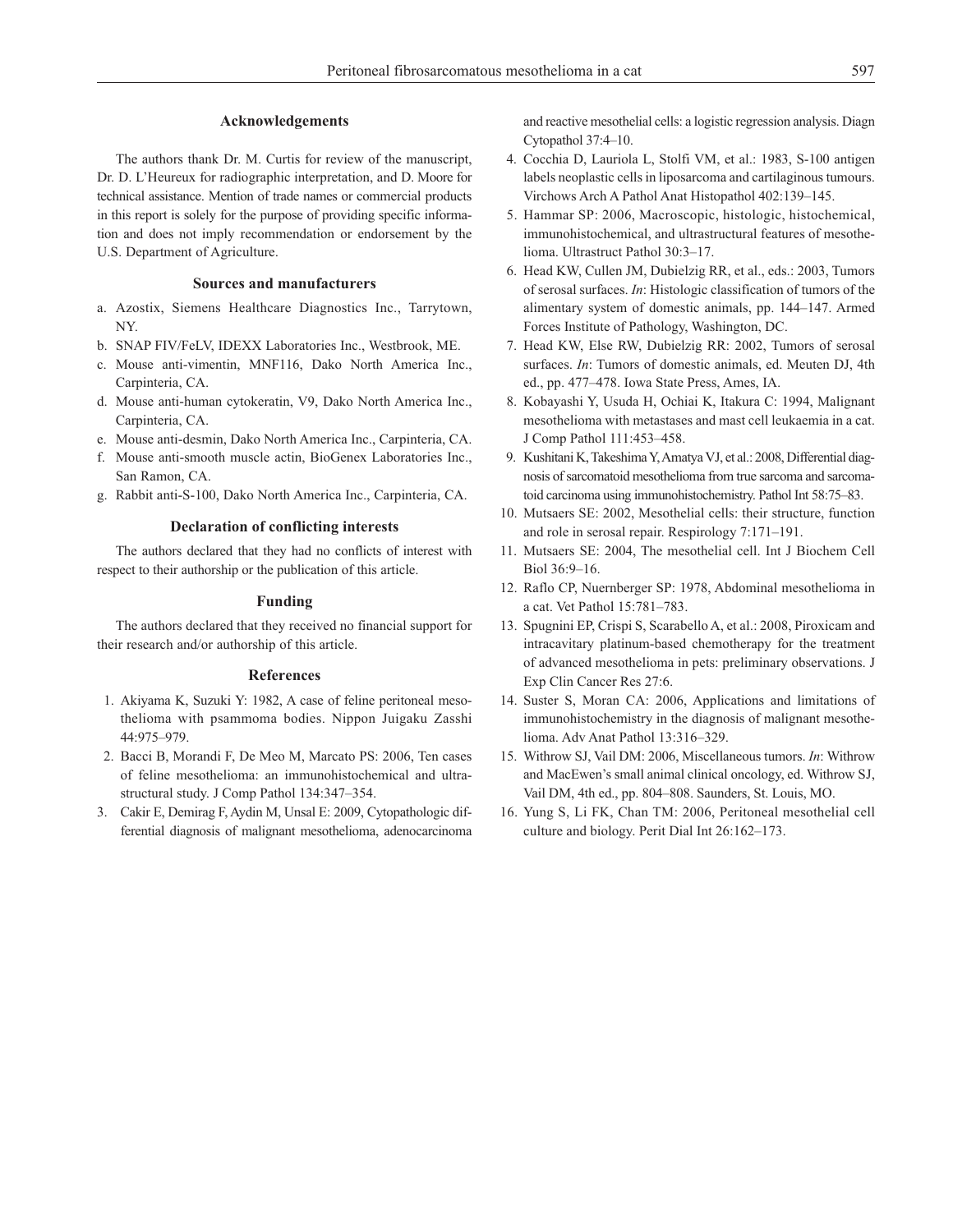## Acknowledgements

The authors thank Dr. M. Curtis for review of the manuscript, Dr. D. L'Heureux for radiographic interpretation, and D. Moore for technical assistance. Mention of trade names or commercial products in this report is solely for the purpose of providing specific information and does not imply recommendation or endorsement by the U.S. Department of Agriculture.

## Sources and manufacturers

a. Azostix, Siemens Healthcare Diagnostics Inc., Tarrytown, NY.
b. SNAP FIV/FeLV, IDEXX Laboratories Inc., Westbrook, ME.
c. Mouse anti-vimentin, MNF116, Dako North America Inc., Carpinteria, CA.
d. Mouse anti-human cytokeratin, V9, Dako North America Inc., Carpinteria, CA.
e. Mouse anti-desmin, Dako North America Inc., Carpinteria, CA.
f. Mouse anti-smooth muscle actin, BioGenex Laboratories Inc., San Ramon, CA.
g. Rabbit anti-S-100, Dako North America Inc., Carpinteria, CA.

## Declaration of conflicting interests

The authors declared that they had no conflicts of interest with respect to their authorship or the publication of this article.

## Funding

The authors declared that they received no financial support for their research and/or authorship of this article.

## References

1. Akiyama K, Suzuki Y: 1982, A case of feline peritoneal mesothelioma with psammoma bodies. Nippon Juigaku Zasshi 44:975–979.
2. Bacci B, Morandi F, De Meo M, Marcato PS: 2006, Ten cases of feline mesothelioma: an immunohistochemical and ultrastructural study. J Comp Pathol 134:347–354.
3. Cakir E, Demirag F, Aydin M, Unsal E: 2009, Cytopathologic differential diagnosis of malignant mesothelioma, adenocarcinoma and reactive mesothelial cells: a logistic regression analysis. Diagn Cytopathol 37:4–10.
4. Cocchia D, Lauriola L, Stolfi VM, et al.: 1983, S-100 antigen labels neoplastic cells in liposarcoma and cartilaginous tumours. Virchows Arch A Pathol Anat Histopathol 402:139–145.
5. Hammar SP: 2006, Macroscopic, histologic, histochemical, immunohistochemical, and ultrastructural features of mesothelioma. Ultrastruct Pathol 30:3–17.
6. Head KW, Cullen JM, Dubielzig RR, et al., eds.: 2003, Tumors of serosal surfaces. *In*: Histologic classification of tumors of the alimentary system of domestic animals, pp. 144–147. Armed Forces Institute of Pathology, Washington, DC.
7. Head KW, Else RW, Dubielzig RR: 2002, Tumors of serosal surfaces. *In*: Tumors of domestic animals, ed. Meuten DJ, 4th ed., pp. 477–478. Iowa State Press, Ames, IA.
8. Kobayashi Y, Usuda H, Ochiai K, Itakura C: 1994, Malignant mesothelioma with metastases and mast cell leukaemia in a cat. J Comp Pathol 111:453–458.
9. Kushitani K, Takeshima Y, Amatya VJ, et al.: 2008, Differential diagnosis of sarcomatoid mesothelioma from true sarcoma and sarcomatoid carcinoma using immunohistochemistry. Pathol Int 58:75–83.
10. Mutsaers SE: 2002, Mesothelial cells: their structure, function and role in serosal repair. Respirology 7:171–191.
11. Mutsaers SE: 2004, The mesothelial cell. Int J Biochem Cell Biol 36:9–16.
12. Raflo CP, Nuernberger SP: 1978, Abdominal mesothelioma in a cat. Vet Pathol 15:781–783.
13. Spugnini EP, Crispi S, Scarabello A, et al.: 2008, Piroxicam and intracavitary platinum-based chemotherapy for the treatment of advanced mesothelioma in pets: preliminary observations. J Exp Clin Cancer Res 27:6.
14. Suster S, Moran CA: 2006, Applications and limitations of immunohistochemistry in the diagnosis of malignant mesothelioma. Adv Anat Pathol 13:316–329.
15. Withrow SJ, Vail DM: 2006, Miscellaneous tumors. *In*: Withrow and MacEwen's small animal clinical oncology, ed. Withrow SJ, Vail DM, 4th ed., pp. 804–808. Saunders, St. Louis, MO.
16. Yung S, Li FK, Chan TM: 2006, Peritoneal mesothelial cell culture and biology. Perit Dial Int 26:162–173.